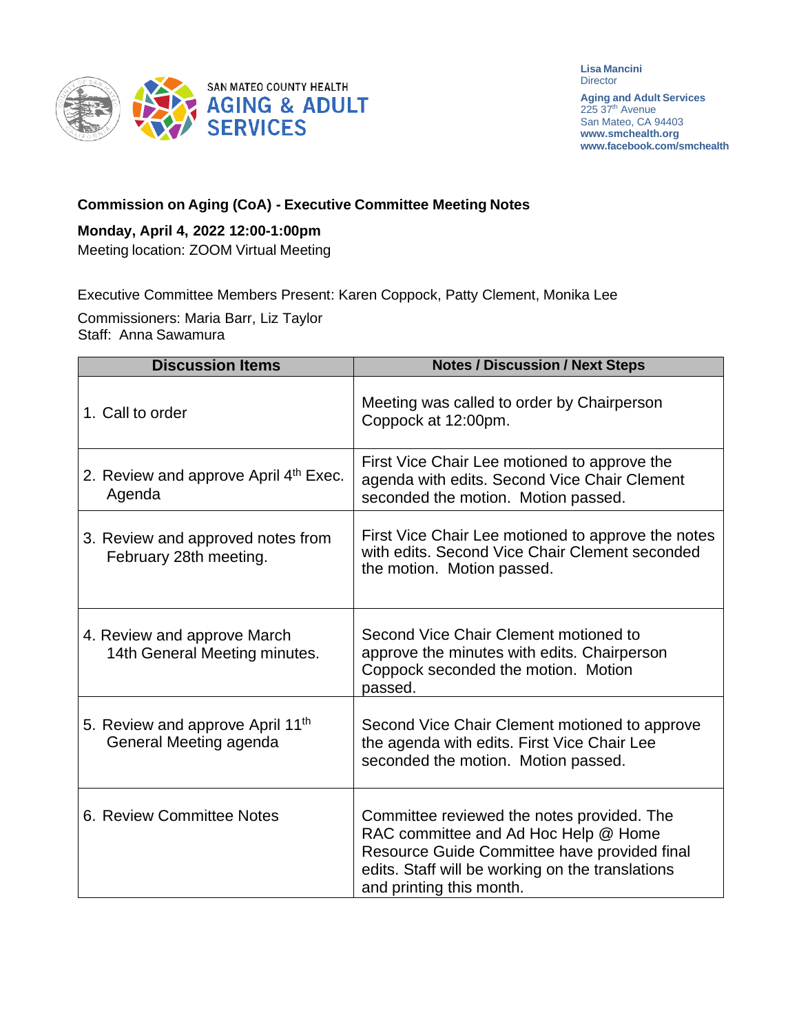SAN MATEO COUNTY HEALTH
AGING & ADULT SERVICES

**Lisa Mancini**
Director

**Aging and Adult Services**
225 37th Avenue
San Mateo, CA 94403
**www.smchealth.org**
**www.facebook.com/smchealth**

## Commission on Aging (CoA) - Executive Committee Meeting Notes

**Monday, April 4, 2022 12:00-1:00pm**
Meeting location: ZOOM Virtual Meeting

Executive Committee Members Present: Karen Coppock, Patty Clement, Monika Lee

Commissioners: Maria Barr, Liz Taylor
Staff: Anna Sawamura

| Discussion Items | Notes / Discussion / Next Steps |
|---|---|
| 1. Call to order | Meeting was called to order by Chairperson Coppock at 12:00pm. |
| 2. Review and approve April 4th Exec. Agenda | First Vice Chair Lee motioned to approve the agenda with edits. Second Vice Chair Clement seconded the motion. Motion passed. |
| 3. Review and approved notes from February 28th meeting. | First Vice Chair Lee motioned to approve the notes with edits. Second Vice Chair Clement seconded the motion. Motion passed. |
| 4. Review and approve March 14th General Meeting minutes. | Second Vice Chair Clement motioned to approve the minutes with edits. Chairperson Coppock seconded the motion. Motion passed. |
| 5. Review and approve April 11th General Meeting agenda | Second Vice Chair Clement motioned to approve the agenda with edits. First Vice Chair Lee seconded the motion. Motion passed. |
| 6. Review Committee Notes | Committee reviewed the notes provided. The RAC committee and Ad Hoc Help @ Home Resource Guide Committee have provided final edits. Staff will be working on the translations and printing this month. |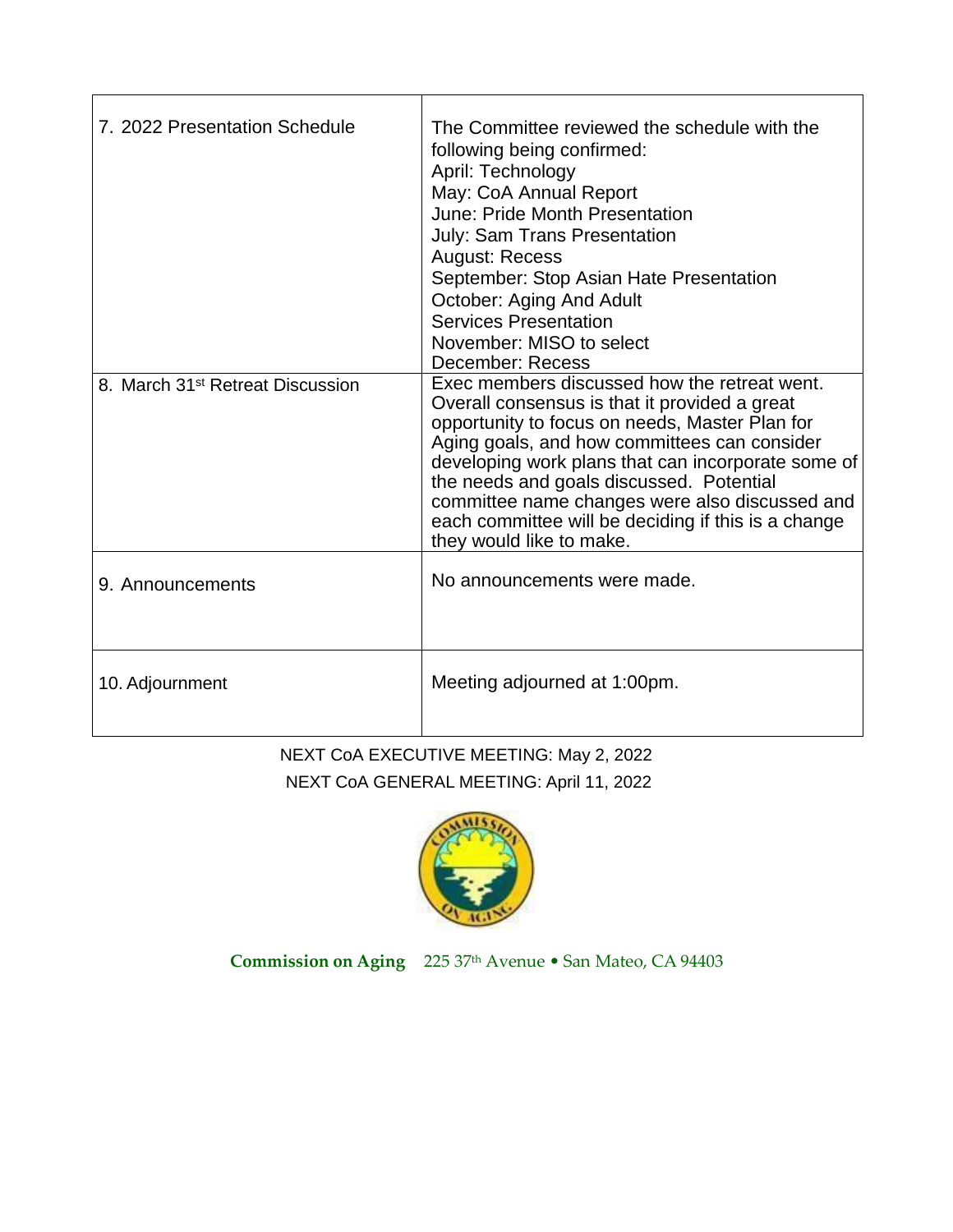| | |
|---|---|
| 7. 2022 Presentation Schedule | The Committee reviewed the schedule with the following being confirmed:<br>April: Technology<br>May: CoA Annual Report<br>June: Pride Month Presentation<br>July: Sam Trans Presentation<br>August: Recess<br>September: Stop Asian Hate Presentation<br>October: Aging And Adult Services Presentation<br>November: MISO to select<br>December: Recess |
| 8. March 31st Retreat Discussion | Exec members discussed how the retreat went. Overall consensus is that it provided a great opportunity to focus on needs, Master Plan for Aging goals, and how committees can consider developing work plans that can incorporate some of the needs and goals discussed. Potential committee name changes were also discussed and each committee will be deciding if this is a change they would like to make. |
| 9. Announcements | No announcements were made. |
| 10. Adjournment | Meeting adjourned at 1:00pm. |

NEXT CoA EXECUTIVE MEETING: May 2, 2022

NEXT CoA GENERAL MEETING: April 11, 2022

**Commission on Aging** 225 37th Avenue • San Mateo, CA 94403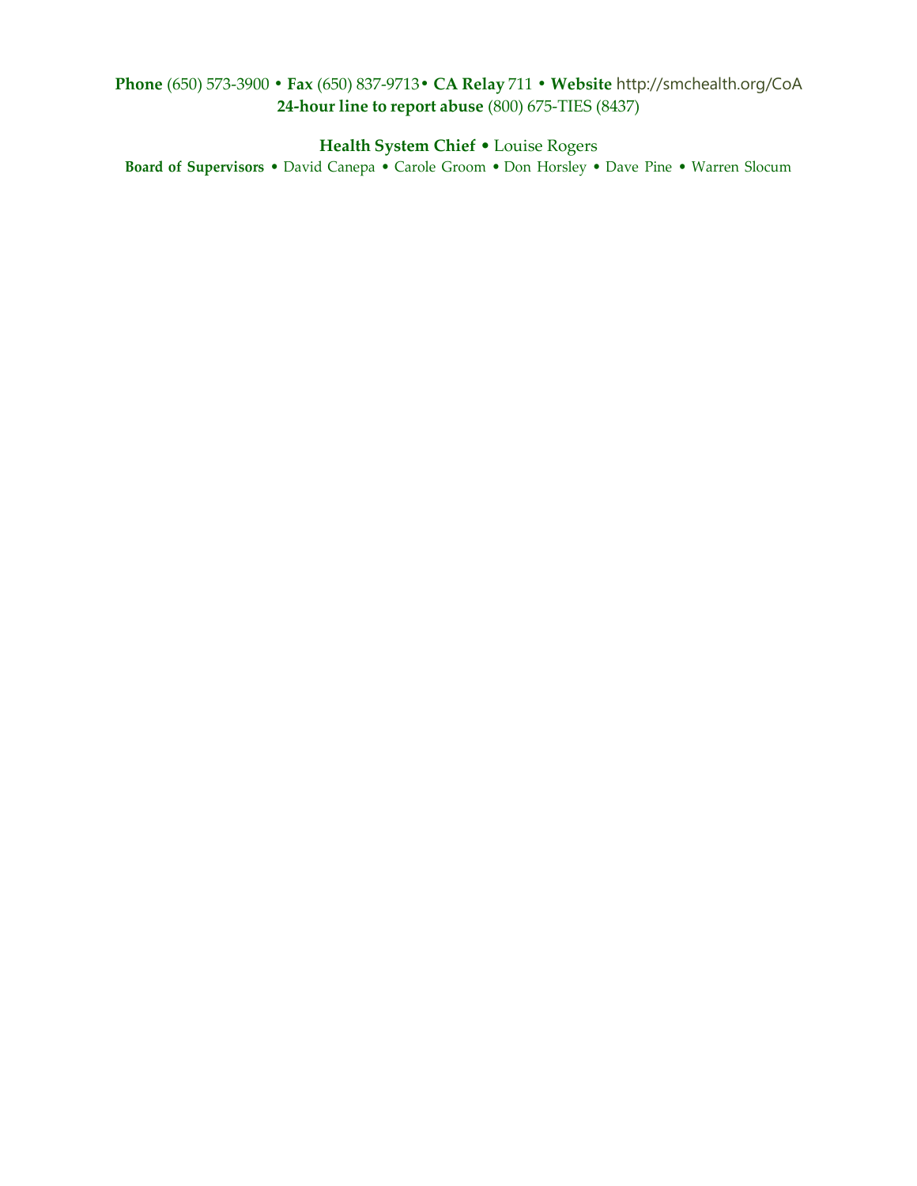**Phone** (650) 573-3900 • **Fax** (650) 837-9713• **CA Relay** 711 • **Website** http://smchealth.org/CoA
**24-hour line to report abuse** (800) 675-TIES (8437)

**Health System Chief** • Louise Rogers
**Board of Supervisors** • David Canepa • Carole Groom • Don Horsley • Dave Pine • Warren Slocum